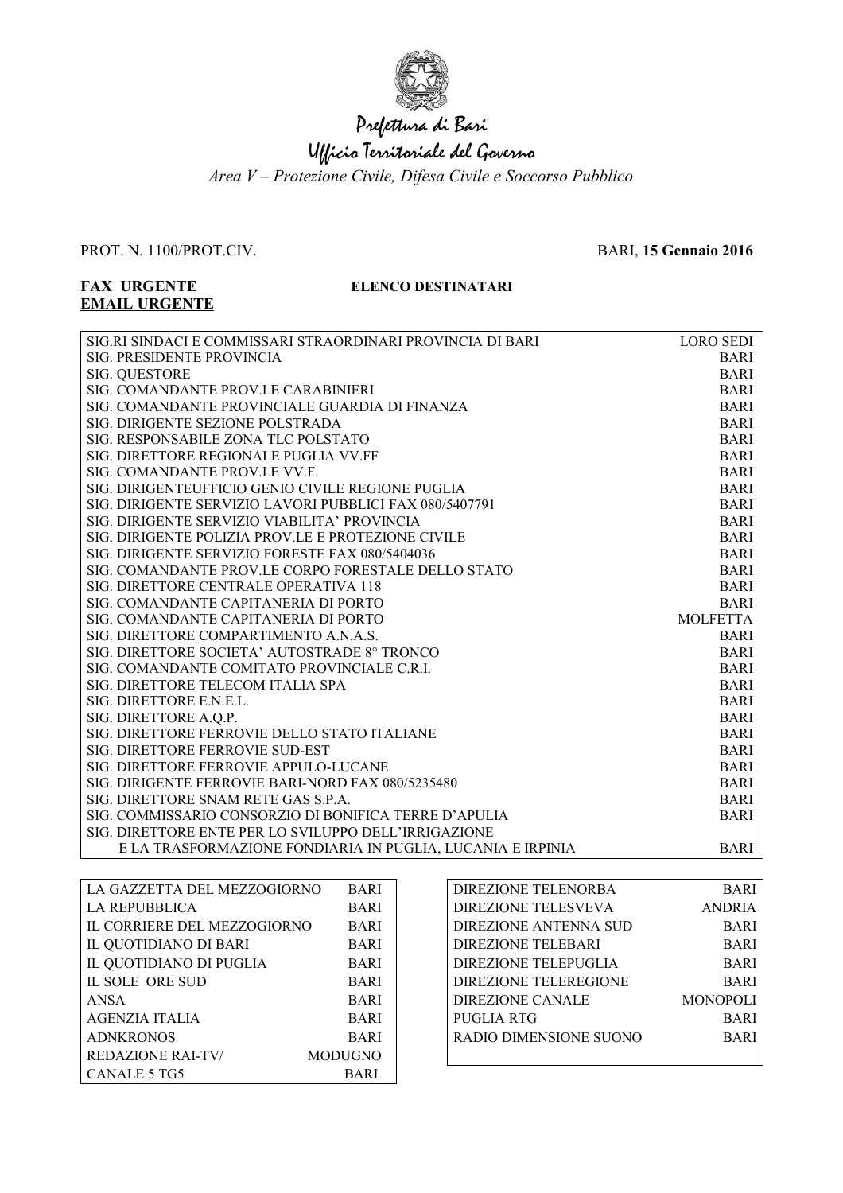# Prefettura di Bari

## Ufficio Territoriale del Governo

*Area V – Protezione Civile, Difesa Civile e Soccorso Pubblico*

PROT. N. 1100/PROT.CIV. BARI, **15 Gennaio 2016**

**FAX URGENTE**
**EMAIL URGENTE**

**ELENCO DESTINATARI**

| | |
|---|---|
| SIG.RI SINDACI E COMMISSARI STRAORDINARI PROVINCIA DI BARI | LORO SEDI |
| SIG. PRESIDENTE PROVINCIA | BARI |
| SIG. QUESTORE | BARI |
| SIG. COMANDANTE PROV.LE CARABINIERI | BARI |
| SIG. COMANDANTE PROVINCIALE GUARDIA DI FINANZA | BARI |
| SIG. DIRIGENTE SEZIONE POLSTRADA | BARI |
| SIG. RESPONSABILE ZONA TLC POLSTATO | BARI |
| SIG. DIRETTORE REGIONALE PUGLIA VV.FF | BARI |
| SIG. COMANDANTE PROV.LE VV.F. | BARI |
| SIG. DIRIGENTEUFFICIO GENIO CIVILE REGIONE PUGLIA | BARI |
| SIG. DIRIGENTE SERVIZIO LAVORI PUBBLICI FAX 080/5407791 | BARI |
| SIG. DIRIGENTE SERVIZIO VIABILITA' PROVINCIA | BARI |
| SIG. DIRIGENTE POLIZIA PROV.LE E PROTEZIONE CIVILE | BARI |
| SIG. DIRIGENTE SERVIZIO FORESTE FAX 080/5404036 | BARI |
| SIG. COMANDANTE PROV.LE CORPO FORESTALE DELLO STATO | BARI |
| SIG. DIRETTORE CENTRALE OPERATIVA 118 | BARI |
| SIG. COMANDANTE CAPITANERIA DI PORTO | BARI |
| SIG. COMANDANTE CAPITANERIA DI PORTO | MOLFETTA |
| SIG. DIRETTORE COMPARTIMENTO A.N.A.S. | BARI |
| SIG. DIRETTORE SOCIETA' AUTOSTRADE 8° TRONCO | BARI |
| SIG. COMANDANTE COMITATO PROVINCIALE C.R.I. | BARI |
| SIG. DIRETTORE TELECOM ITALIA SPA | BARI |
| SIG. DIRETTORE E.N.E.L. | BARI |
| SIG. DIRETTORE A.Q.P. | BARI |
| SIG. DIRETTORE FERROVIE DELLO STATO ITALIANE | BARI |
| SIG. DIRETTORE FERROVIE SUD-EST | BARI |
| SIG. DIRETTORE FERROVIE APPULO-LUCANE | BARI |
| SIG. DIRIGENTE FERROVIE BARI-NORD FAX 080/5235480 | BARI |
| SIG. DIRETTORE SNAM RETE GAS S.P.A. | BARI |
| SIG. COMMISSARIO CONSORZIO DI BONIFICA TERRE D'APULIA | BARI |
| SIG. DIRETTORE ENTE PER LO SVILUPPO DELL'IRRIGAZIONE E LA TRASFORMAZIONE FONDIARIA IN PUGLIA, LUCANIA E IRPINIA | BARI |

| | |
|---|---|
| LA GAZZETTA DEL MEZZOGIORNO | BARI |
| LA REPUBBLICA | BARI |
| IL CORRIERE DEL MEZZOGIORNO | BARI |
| IL QUOTIDIANO DI BARI | BARI |
| IL QUOTIDIANO DI PUGLIA | BARI |
| IL SOLE ORE SUD | BARI |
| ANSA | BARI |
| AGENZIA ITALIA | BARI |
| ADNKRONOS | BARI |
| REDAZIONE RAI-TV/ | MODUGNO |
| CANALE 5 TG5 | BARI |

| | |
|---|---|
| DIREZIONE TELENORBA | BARI |
| DIREZIONE TELESVEVA | ANDRIA |
| DIREZIONE ANTENNA SUD | BARI |
| DIREZIONE TELEBARI | BARI |
| DIREZIONE TELEPUGLIA | BARI |
| DIREZIONE TELEREGIONE | BARI |
| DIREZIONE CANALE | MONOPOLI |
| PUGLIA RTG | BARI |
| RADIO DIMENSIONE SUONO | BARI |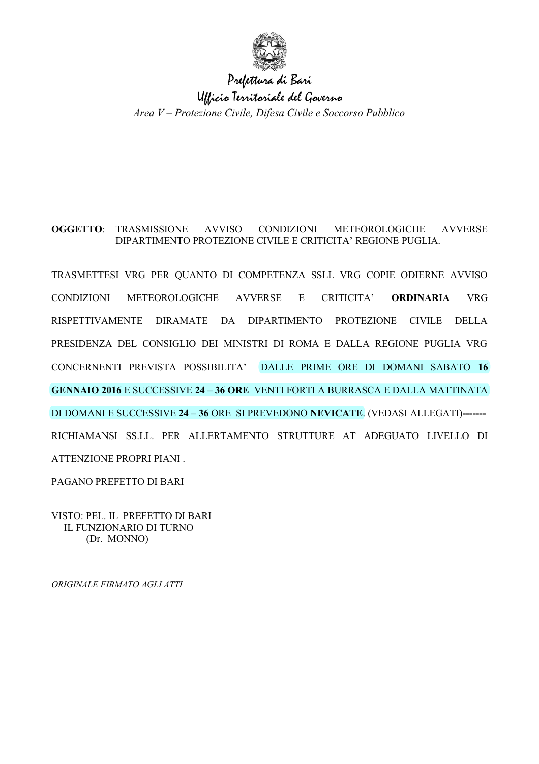Prefettura di Bari
Ufficio Territoriale del Governo
*Area V – Protezione Civile, Difesa Civile e Soccorso Pubblico*

**OGGETTO**: TRASMISSIONE AVVISO CONDIZIONI METEOROLOGICHE AVVERSE DIPARTIMENTO PROTEZIONE CIVILE E CRITICITA' REGIONE PUGLIA.

TRASMETTESI VRG PER QUANTO DI COMPETENZA SSLL VRG COPIE ODIERNE AVVISO CONDIZIONI METEOROLOGICHE AVVERSE E CRITICITA' **ORDINARIA** VRG RISPETTIVAMENTE DIRAMATE DA DIPARTIMENTO PROTEZIONE CIVILE DELLA PRESIDENZA DEL CONSIGLIO DEI MINISTRI DI ROMA E DALLA REGIONE PUGLIA VRG CONCERNENTI PREVISTA POSSIBILITA' DALLE PRIME ORE DI DOMANI SABATO **16 GENNAIO 2016** E SUCCESSIVE **24 – 36 ORE** VENTI FORTI A BURRASCA E DALLA MATTINATA DI DOMANI E SUCCESSIVE **24 – 36** ORE SI PREVEDONO **NEVICATE**. (VEDASI ALLEGATI)-------

RICHIAMANSI SS.LL. PER ALLERTAMENTO STRUTTURE AT ADEGUATO LIVELLO DI ATTENZIONE PROPRI PIANI .

PAGANO PREFETTO DI BARI

VISTO: PEL. IL PREFETTO DI BARI
IL FUNZIONARIO DI TURNO
(Dr. MONNO)

*ORIGINALE FIRMATO AGLI ATTI*